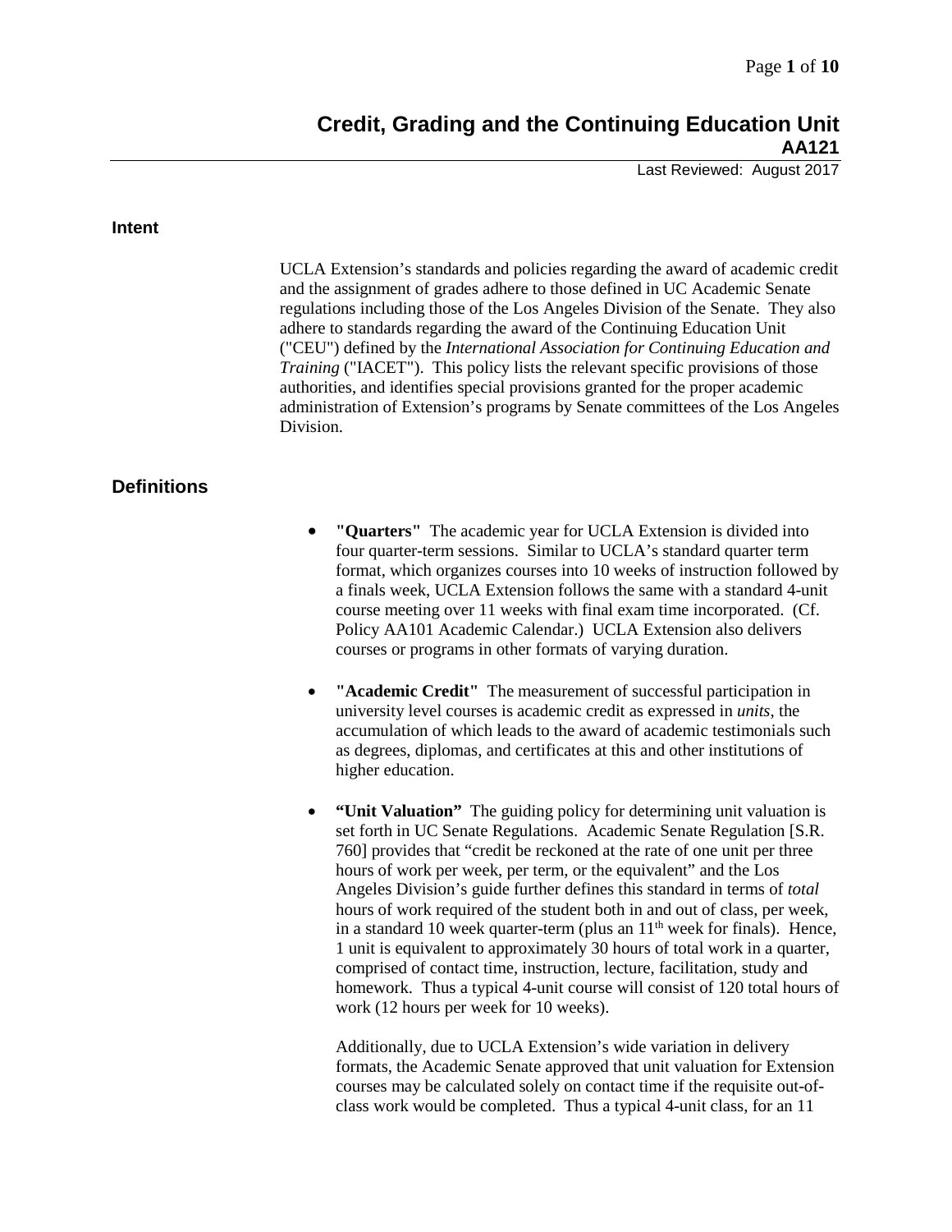# Credit, Grading and the Continuing Education Unit

**AA121**

Last Reviewed: August 2017

## Intent

UCLA Extension's standards and policies regarding the award of academic credit and the assignment of grades adhere to those defined in UC Academic Senate regulations including those of the Los Angeles Division of the Senate. They also adhere to standards regarding the award of the Continuing Education Unit ("CEU") defined by the *International Association for Continuing Education and Training* ("IACET"). This policy lists the relevant specific provisions of those authorities, and identifies special provisions granted for the proper academic administration of Extension's programs by Senate committees of the Los Angeles Division.

## Definitions

- **"Quarters"** The academic year for UCLA Extension is divided into four quarter-term sessions. Similar to UCLA's standard quarter term format, which organizes courses into 10 weeks of instruction followed by a finals week, UCLA Extension follows the same with a standard 4-unit course meeting over 11 weeks with final exam time incorporated. (Cf. Policy AA101 Academic Calendar.) UCLA Extension also delivers courses or programs in other formats of varying duration.

- **"Academic Credit"** The measurement of successful participation in university level courses is academic credit as expressed in *units*, the accumulation of which leads to the award of academic testimonials such as degrees, diplomas, and certificates at this and other institutions of higher education.

- **"Unit Valuation"** The guiding policy for determining unit valuation is set forth in UC Senate Regulations. Academic Senate Regulation [S.R. 760] provides that "credit be reckoned at the rate of one unit per three hours of work per week, per term, or the equivalent" and the Los Angeles Division's guide further defines this standard in terms of *total* hours of work required of the student both in and out of class, per week, in a standard 10 week quarter-term (plus an 11th week for finals). Hence, 1 unit is equivalent to approximately 30 hours of total work in a quarter, comprised of contact time, instruction, lecture, facilitation, study and homework. Thus a typical 4-unit course will consist of 120 total hours of work (12 hours per week for 10 weeks).

  Additionally, due to UCLA Extension's wide variation in delivery formats, the Academic Senate approved that unit valuation for Extension courses may be calculated solely on contact time if the requisite out-of-class work would be completed. Thus a typical 4-unit class, for an 11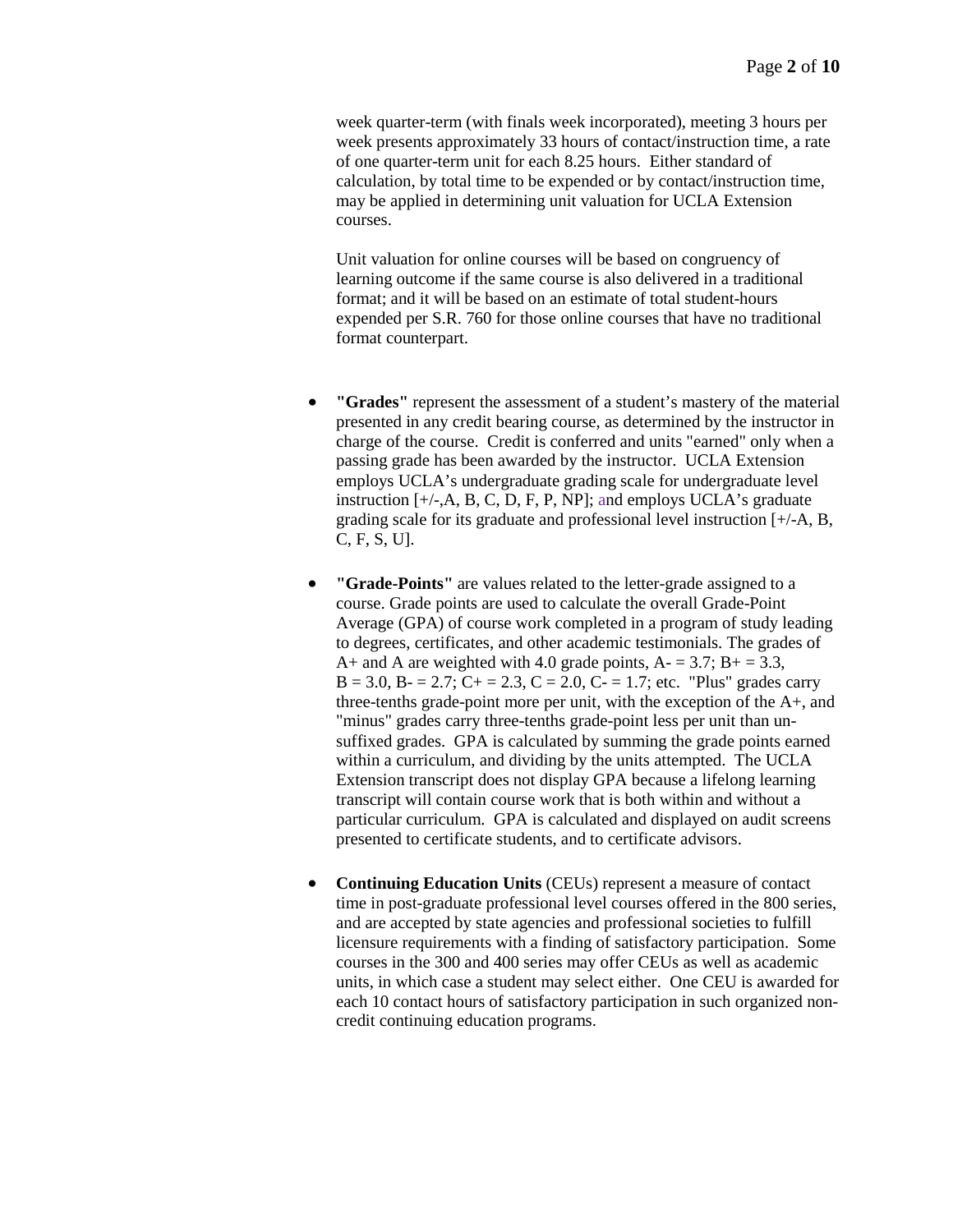week quarter-term (with finals week incorporated), meeting 3 hours per week presents approximately 33 hours of contact/instruction time, a rate of one quarter-term unit for each 8.25 hours. Either standard of calculation, by total time to be expended or by contact/instruction time, may be applied in determining unit valuation for UCLA Extension courses.

Unit valuation for online courses will be based on congruency of learning outcome if the same course is also delivered in a traditional format; and it will be based on an estimate of total student-hours expended per S.R. 760 for those online courses that have no traditional format counterpart.

- **"Grades"** represent the assessment of a student's mastery of the material presented in any credit bearing course, as determined by the instructor in charge of the course. Credit is conferred and units "earned" only when a passing grade has been awarded by the instructor. UCLA Extension employs UCLA's undergraduate grading scale for undergraduate level instruction [+/-,A, B, C, D, F, P, NP]; and employs UCLA's graduate grading scale for its graduate and professional level instruction [+/-A, B, C, F, S, U].

- **"Grade-Points"** are values related to the letter-grade assigned to a course. Grade points are used to calculate the overall Grade-Point Average (GPA) of course work completed in a program of study leading to degrees, certificates, and other academic testimonials. The grades of A+ and A are weighted with 4.0 grade points, A- = 3.7; B+ = 3.3, B = 3.0, B- = 2.7; C+ = 2.3, C = 2.0, C- = 1.7; etc. "Plus" grades carry three-tenths grade-point more per unit, with the exception of the A+, and "minus" grades carry three-tenths grade-point less per unit than un-suffixed grades. GPA is calculated by summing the grade points earned within a curriculum, and dividing by the units attempted. The UCLA Extension transcript does not display GPA because a lifelong learning transcript will contain course work that is both within and without a particular curriculum. GPA is calculated and displayed on audit screens presented to certificate students, and to certificate advisors.

- **Continuing Education Units** (CEUs) represent a measure of contact time in post-graduate professional level courses offered in the 800 series, and are accepted by state agencies and professional societies to fulfill licensure requirements with a finding of satisfactory participation. Some courses in the 300 and 400 series may offer CEUs as well as academic units, in which case a student may select either. One CEU is awarded for each 10 contact hours of satisfactory participation in such organized non-credit continuing education programs.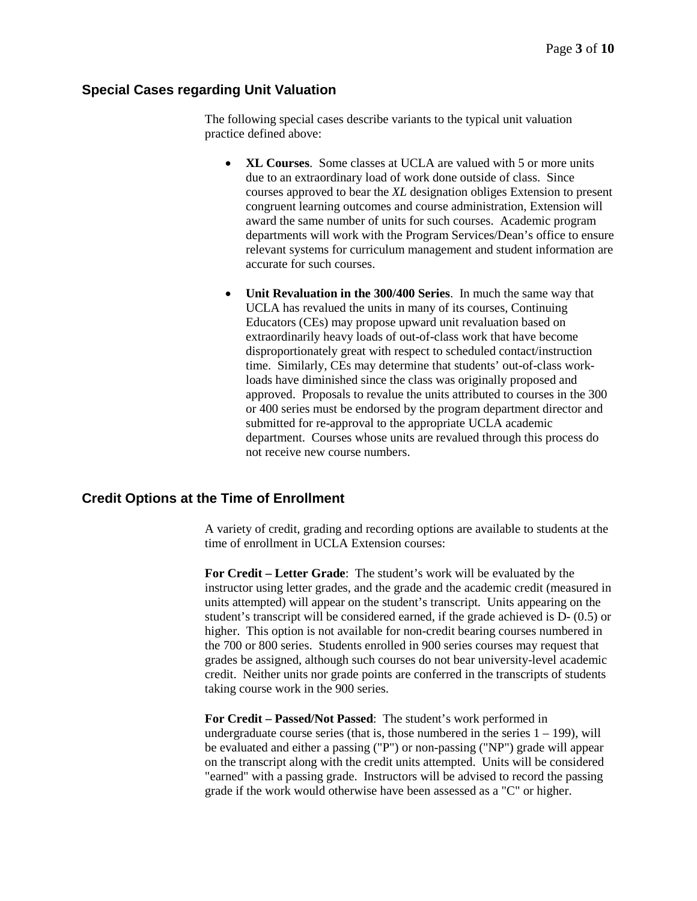## Special Cases regarding Unit Valuation

The following special cases describe variants to the typical unit valuation practice defined above:

- **XL Courses**. Some classes at UCLA are valued with 5 or more units due to an extraordinary load of work done outside of class. Since courses approved to bear the *XL* designation obliges Extension to present congruent learning outcomes and course administration, Extension will award the same number of units for such courses. Academic program departments will work with the Program Services/Dean's office to ensure relevant systems for curriculum management and student information are accurate for such courses.

- **Unit Revaluation in the 300/400 Series**. In much the same way that UCLA has revalued the units in many of its courses, Continuing Educators (CEs) may propose upward unit revaluation based on extraordinarily heavy loads of out-of-class work that have become disproportionately great with respect to scheduled contact/instruction time. Similarly, CEs may determine that students' out-of-class work-loads have diminished since the class was originally proposed and approved. Proposals to revalue the units attributed to courses in the 300 or 400 series must be endorsed by the program department director and submitted for re-approval to the appropriate UCLA academic department. Courses whose units are revalued through this process do not receive new course numbers.

## Credit Options at the Time of Enrollment

A variety of credit, grading and recording options are available to students at the time of enrollment in UCLA Extension courses:

**For Credit – Letter Grade**: The student's work will be evaluated by the instructor using letter grades, and the grade and the academic credit (measured in units attempted) will appear on the student's transcript. Units appearing on the student's transcript will be considered earned, if the grade achieved is D- (0.5) or higher. This option is not available for non-credit bearing courses numbered in the 700 or 800 series. Students enrolled in 900 series courses may request that grades be assigned, although such courses do not bear university-level academic credit. Neither units nor grade points are conferred in the transcripts of students taking course work in the 900 series.

**For Credit – Passed/Not Passed**: The student's work performed in undergraduate course series (that is, those numbered in the series 1 – 199), will be evaluated and either a passing ("P") or non-passing ("NP") grade will appear on the transcript along with the credit units attempted. Units will be considered "earned" with a passing grade. Instructors will be advised to record the passing grade if the work would otherwise have been assessed as a "C" or higher.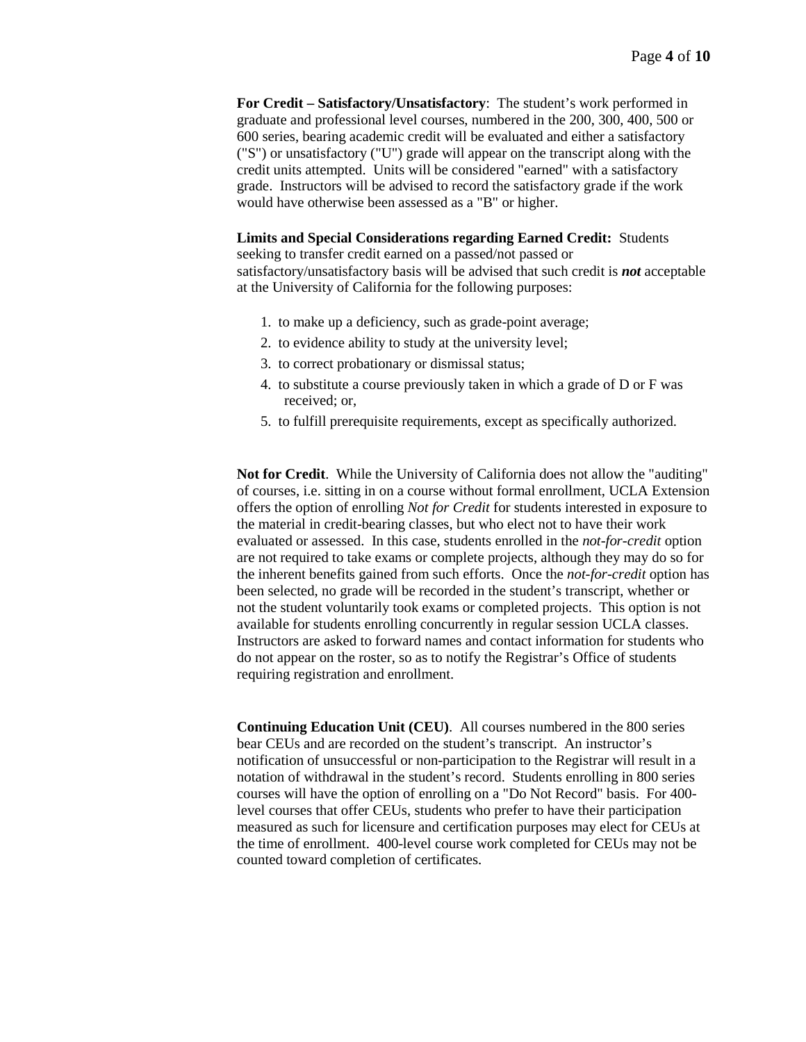**For Credit – Satisfactory/Unsatisfactory**: The student's work performed in graduate and professional level courses, numbered in the 200, 300, 400, 500 or 600 series, bearing academic credit will be evaluated and either a satisfactory ("S") or unsatisfactory ("U") grade will appear on the transcript along with the credit units attempted. Units will be considered "earned" with a satisfactory grade. Instructors will be advised to record the satisfactory grade if the work would have otherwise been assessed as a "B" or higher.

**Limits and Special Considerations regarding Earned Credit:** Students seeking to transfer credit earned on a passed/not passed or satisfactory/unsatisfactory basis will be advised that such credit is ***not*** acceptable at the University of California for the following purposes:

1. to make up a deficiency, such as grade-point average;
2. to evidence ability to study at the university level;
3. to correct probationary or dismissal status;
4. to substitute a course previously taken in which a grade of D or F was received; or,
5. to fulfill prerequisite requirements, except as specifically authorized.

**Not for Credit**. While the University of California does not allow the "auditing" of courses, i.e. sitting in on a course without formal enrollment, UCLA Extension offers the option of enrolling *Not for Credit* for students interested in exposure to the material in credit-bearing classes, but who elect not to have their work evaluated or assessed. In this case, students enrolled in the *not-for-credit* option are not required to take exams or complete projects, although they may do so for the inherent benefits gained from such efforts. Once the *not-for-credit* option has been selected, no grade will be recorded in the student's transcript, whether or not the student voluntarily took exams or completed projects. This option is not available for students enrolling concurrently in regular session UCLA classes. Instructors are asked to forward names and contact information for students who do not appear on the roster, so as to notify the Registrar's Office of students requiring registration and enrollment.

**Continuing Education Unit (CEU)**. All courses numbered in the 800 series bear CEUs and are recorded on the student's transcript. An instructor's notification of unsuccessful or non-participation to the Registrar will result in a notation of withdrawal in the student's record. Students enrolling in 800 series courses will have the option of enrolling on a "Do Not Record" basis. For 400-level courses that offer CEUs, students who prefer to have their participation measured as such for licensure and certification purposes may elect for CEUs at the time of enrollment. 400-level course work completed for CEUs may not be counted toward completion of certificates.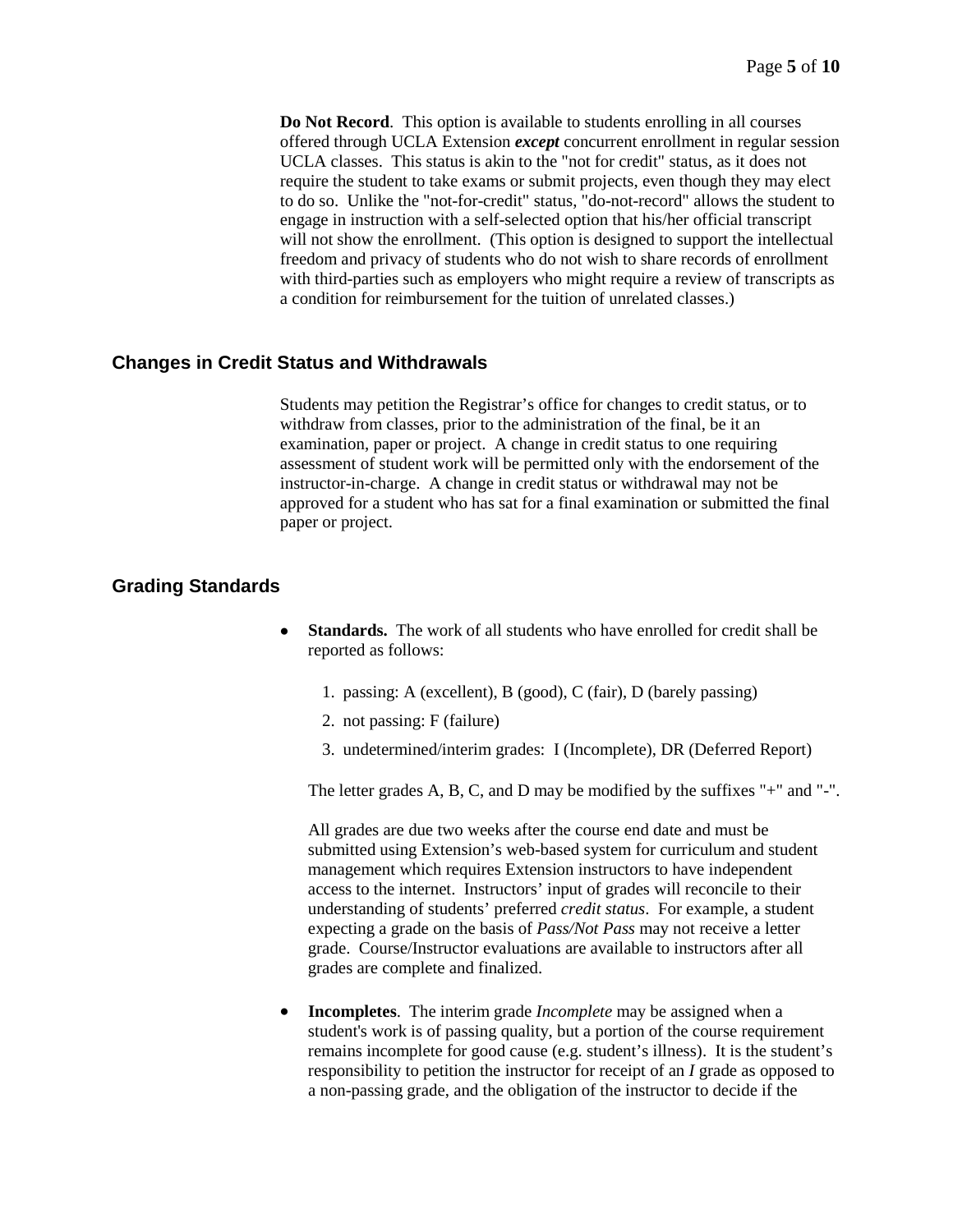**Do Not Record**. This option is available to students enrolling in all courses offered through UCLA Extension ***except*** concurrent enrollment in regular session UCLA classes. This status is akin to the "not for credit" status, as it does not require the student to take exams or submit projects, even though they may elect to do so. Unlike the "not-for-credit" status, "do-not-record" allows the student to engage in instruction with a self-selected option that his/her official transcript will not show the enrollment. (This option is designed to support the intellectual freedom and privacy of students who do not wish to share records of enrollment with third-parties such as employers who might require a review of transcripts as a condition for reimbursement for the tuition of unrelated classes.)

## Changes in Credit Status and Withdrawals

Students may petition the Registrar's office for changes to credit status, or to withdraw from classes, prior to the administration of the final, be it an examination, paper or project. A change in credit status to one requiring assessment of student work will be permitted only with the endorsement of the instructor-in-charge. A change in credit status or withdrawal may not be approved for a student who has sat for a final examination or submitted the final paper or project.

## Grading Standards

- **Standards.** The work of all students who have enrolled for credit shall be reported as follows:

  1. passing: A (excellent), B (good), C (fair), D (barely passing)
  2. not passing: F (failure)
  3. undetermined/interim grades: I (Incomplete), DR (Deferred Report)

  The letter grades A, B, C, and D may be modified by the suffixes "+" and "-".

  All grades are due two weeks after the course end date and must be submitted using Extension's web-based system for curriculum and student management which requires Extension instructors to have independent access to the internet. Instructors' input of grades will reconcile to their understanding of students' preferred *credit status*. For example, a student expecting a grade on the basis of *Pass/Not Pass* may not receive a letter grade. Course/Instructor evaluations are available to instructors after all grades are complete and finalized.

- **Incompletes**. The interim grade *Incomplete* may be assigned when a student's work is of passing quality, but a portion of the course requirement remains incomplete for good cause (e.g. student's illness). It is the student's responsibility to petition the instructor for receipt of an *I* grade as opposed to a non-passing grade, and the obligation of the instructor to decide if the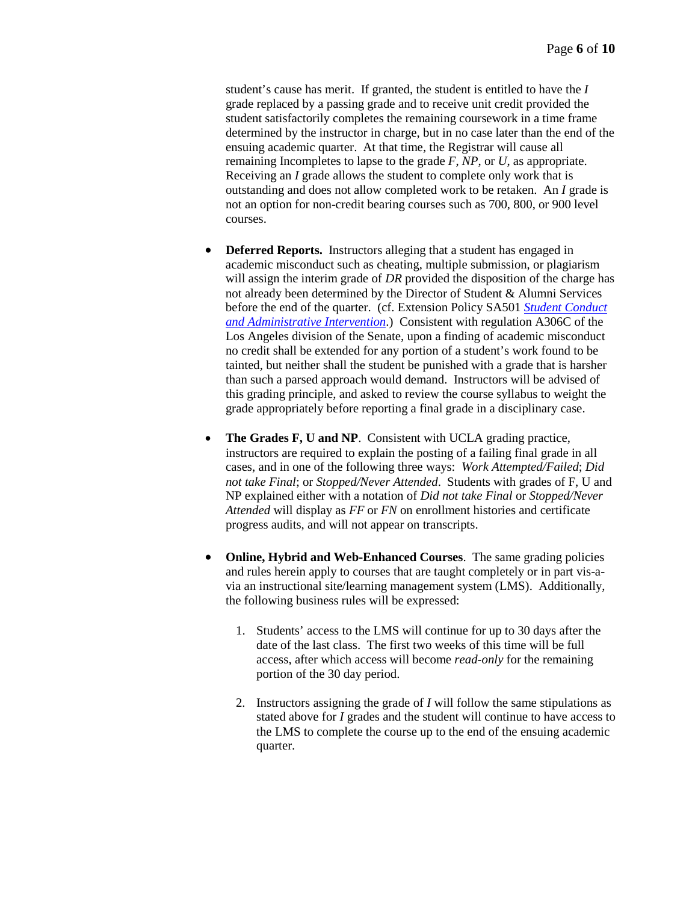student's cause has merit. If granted, the student is entitled to have the *I* grade replaced by a passing grade and to receive unit credit provided the student satisfactorily completes the remaining coursework in a time frame determined by the instructor in charge, but in no case later than the end of the ensuing academic quarter. At that time, the Registrar will cause all remaining Incompletes to lapse to the grade *F*, *NP*, or *U*, as appropriate. Receiving an *I* grade allows the student to complete only work that is outstanding and does not allow completed work to be retaken. An *I* grade is not an option for non-credit bearing courses such as 700, 800, or 900 level courses.

- **Deferred Reports.** Instructors alleging that a student has engaged in academic misconduct such as cheating, multiple submission, or plagiarism will assign the interim grade of *DR* provided the disposition of the charge has not already been determined by the Director of Student & Alumni Services before the end of the quarter. (cf. Extension Policy SA501 *Student Conduct and Administrative Intervention*.) Consistent with regulation A306C of the Los Angeles division of the Senate, upon a finding of academic misconduct no credit shall be extended for any portion of a student's work found to be tainted, but neither shall the student be punished with a grade that is harsher than such a parsed approach would demand. Instructors will be advised of this grading principle, and asked to review the course syllabus to weight the grade appropriately before reporting a final grade in a disciplinary case.

- **The Grades F, U and NP**. Consistent with UCLA grading practice, instructors are required to explain the posting of a failing final grade in all cases, and in one of the following three ways: *Work Attempted/Failed*; *Did not take Final*; or *Stopped/Never Attended*. Students with grades of F, U and NP explained either with a notation of *Did not take Final* or *Stopped/Never Attended* will display as *FF* or *FN* on enrollment histories and certificate progress audits, and will not appear on transcripts.

- **Online, Hybrid and Web-Enhanced Courses**. The same grading policies and rules herein apply to courses that are taught completely or in part vis-a-via an instructional site/learning management system (LMS). Additionally, the following business rules will be expressed:

  1. Students' access to the LMS will continue for up to 30 days after the date of the last class. The first two weeks of this time will be full access, after which access will become *read-only* for the remaining portion of the 30 day period.

  2. Instructors assigning the grade of *I* will follow the same stipulations as stated above for *I* grades and the student will continue to have access to the LMS to complete the course up to the end of the ensuing academic quarter.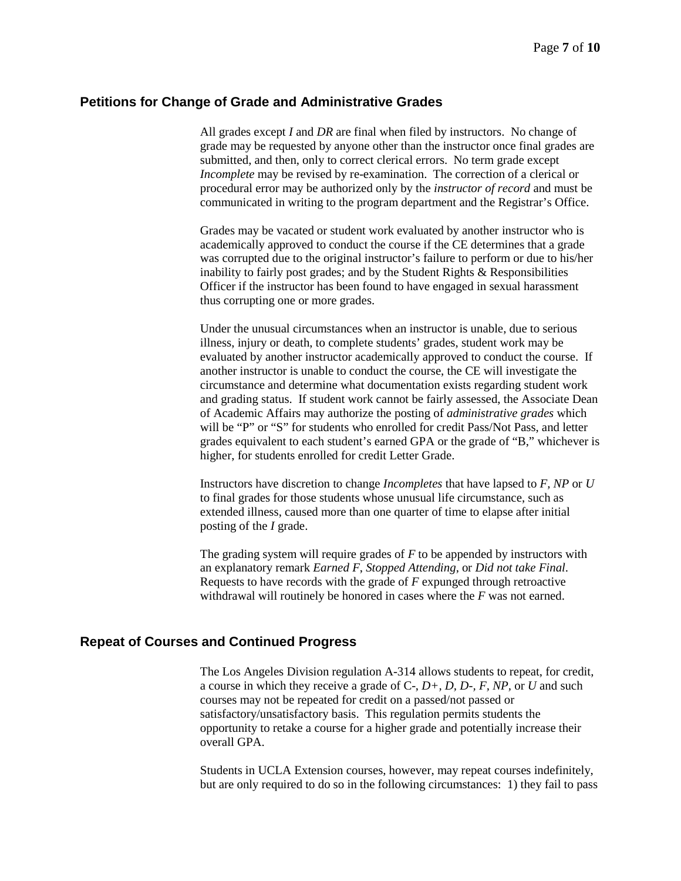## Petitions for Change of Grade and Administrative Grades

All grades except *I* and *DR* are final when filed by instructors. No change of grade may be requested by anyone other than the instructor once final grades are submitted, and then, only to correct clerical errors. No term grade except *Incomplete* may be revised by re-examination. The correction of a clerical or procedural error may be authorized only by the *instructor of record* and must be communicated in writing to the program department and the Registrar's Office.

Grades may be vacated or student work evaluated by another instructor who is academically approved to conduct the course if the CE determines that a grade was corrupted due to the original instructor's failure to perform or due to his/her inability to fairly post grades; and by the Student Rights & Responsibilities Officer if the instructor has been found to have engaged in sexual harassment thus corrupting one or more grades.

Under the unusual circumstances when an instructor is unable, due to serious illness, injury or death, to complete students' grades, student work may be evaluated by another instructor academically approved to conduct the course. If another instructor is unable to conduct the course, the CE will investigate the circumstance and determine what documentation exists regarding student work and grading status. If student work cannot be fairly assessed, the Associate Dean of Academic Affairs may authorize the posting of *administrative grades* which will be "P" or "S" for students who enrolled for credit Pass/Not Pass, and letter grades equivalent to each student's earned GPA or the grade of "B," whichever is higher, for students enrolled for credit Letter Grade.

Instructors have discretion to change *Incompletes* that have lapsed to *F, NP* or *U* to final grades for those students whose unusual life circumstance, such as extended illness, caused more than one quarter of time to elapse after initial posting of the *I* grade.

The grading system will require grades of *F* to be appended by instructors with an explanatory remark *Earned F*, *Stopped Attending*, or *Did not take Final*. Requests to have records with the grade of *F* expunged through retroactive withdrawal will routinely be honored in cases where the *F* was not earned.

## Repeat of Courses and Continued Progress

The Los Angeles Division regulation A-314 allows students to repeat, for credit, a course in which they receive a grade of C-, *D+, D, D-, F, NP,* or *U* and such courses may not be repeated for credit on a passed/not passed or satisfactory/unsatisfactory basis. This regulation permits students the opportunity to retake a course for a higher grade and potentially increase their overall GPA.

Students in UCLA Extension courses, however, may repeat courses indefinitely, but are only required to do so in the following circumstances: 1) they fail to pass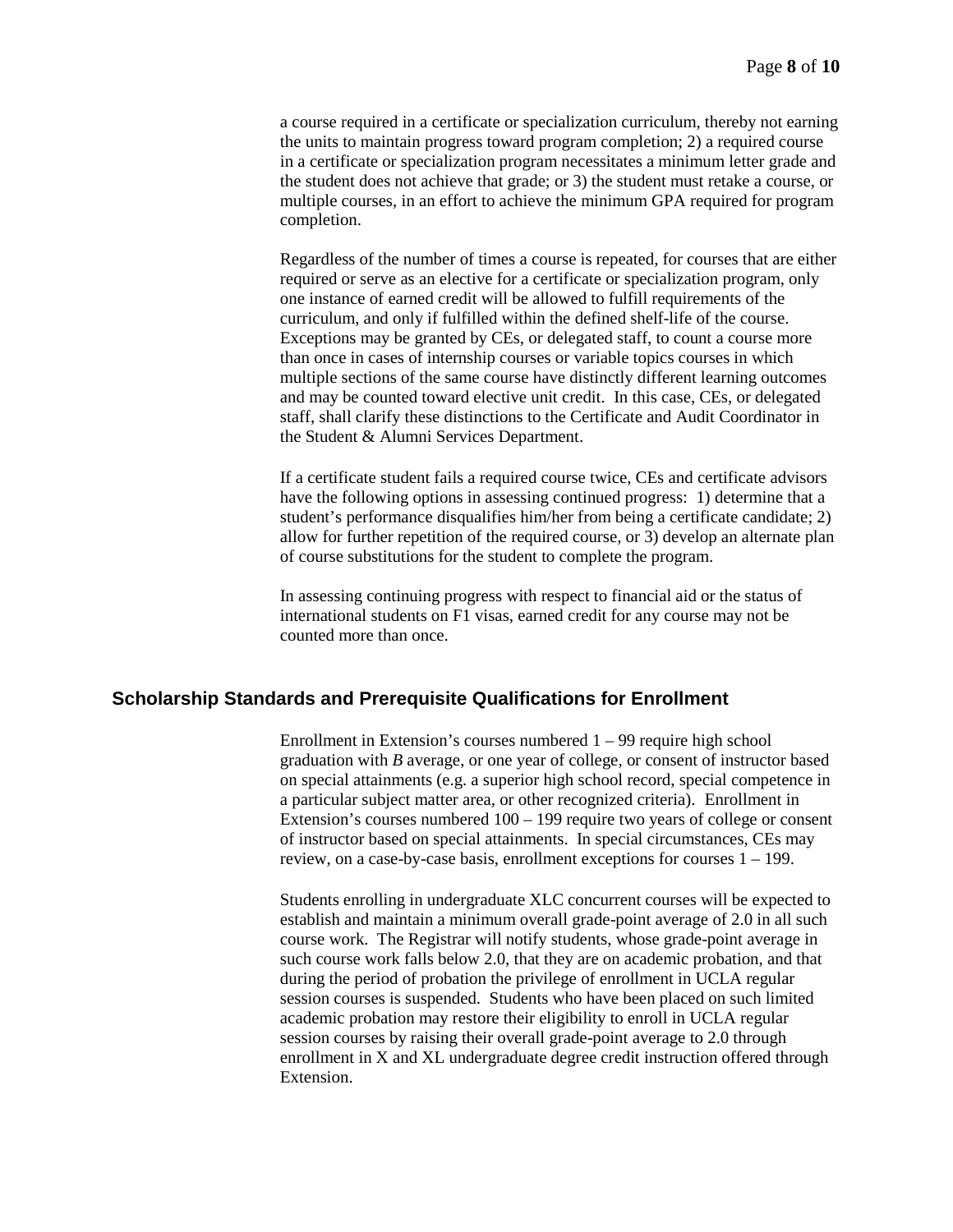a course required in a certificate or specialization curriculum, thereby not earning the units to maintain progress toward program completion; 2) a required course in a certificate or specialization program necessitates a minimum letter grade and the student does not achieve that grade; or 3) the student must retake a course, or multiple courses, in an effort to achieve the minimum GPA required for program completion.

Regardless of the number of times a course is repeated, for courses that are either required or serve as an elective for a certificate or specialization program, only one instance of earned credit will be allowed to fulfill requirements of the curriculum, and only if fulfilled within the defined shelf-life of the course. Exceptions may be granted by CEs, or delegated staff, to count a course more than once in cases of internship courses or variable topics courses in which multiple sections of the same course have distinctly different learning outcomes and may be counted toward elective unit credit. In this case, CEs, or delegated staff, shall clarify these distinctions to the Certificate and Audit Coordinator in the Student & Alumni Services Department.

If a certificate student fails a required course twice, CEs and certificate advisors have the following options in assessing continued progress: 1) determine that a student's performance disqualifies him/her from being a certificate candidate; 2) allow for further repetition of the required course, or 3) develop an alternate plan of course substitutions for the student to complete the program.

In assessing continuing progress with respect to financial aid or the status of international students on F1 visas, earned credit for any course may not be counted more than once.

## Scholarship Standards and Prerequisite Qualifications for Enrollment

Enrollment in Extension's courses numbered 1 – 99 require high school graduation with *B* average, or one year of college, or consent of instructor based on special attainments (e.g. a superior high school record, special competence in a particular subject matter area, or other recognized criteria). Enrollment in Extension's courses numbered 100 – 199 require two years of college or consent of instructor based on special attainments. In special circumstances, CEs may review, on a case-by-case basis, enrollment exceptions for courses 1 – 199.

Students enrolling in undergraduate XLC concurrent courses will be expected to establish and maintain a minimum overall grade-point average of 2.0 in all such course work. The Registrar will notify students, whose grade-point average in such course work falls below 2.0, that they are on academic probation, and that during the period of probation the privilege of enrollment in UCLA regular session courses is suspended. Students who have been placed on such limited academic probation may restore their eligibility to enroll in UCLA regular session courses by raising their overall grade-point average to 2.0 through enrollment in X and XL undergraduate degree credit instruction offered through Extension.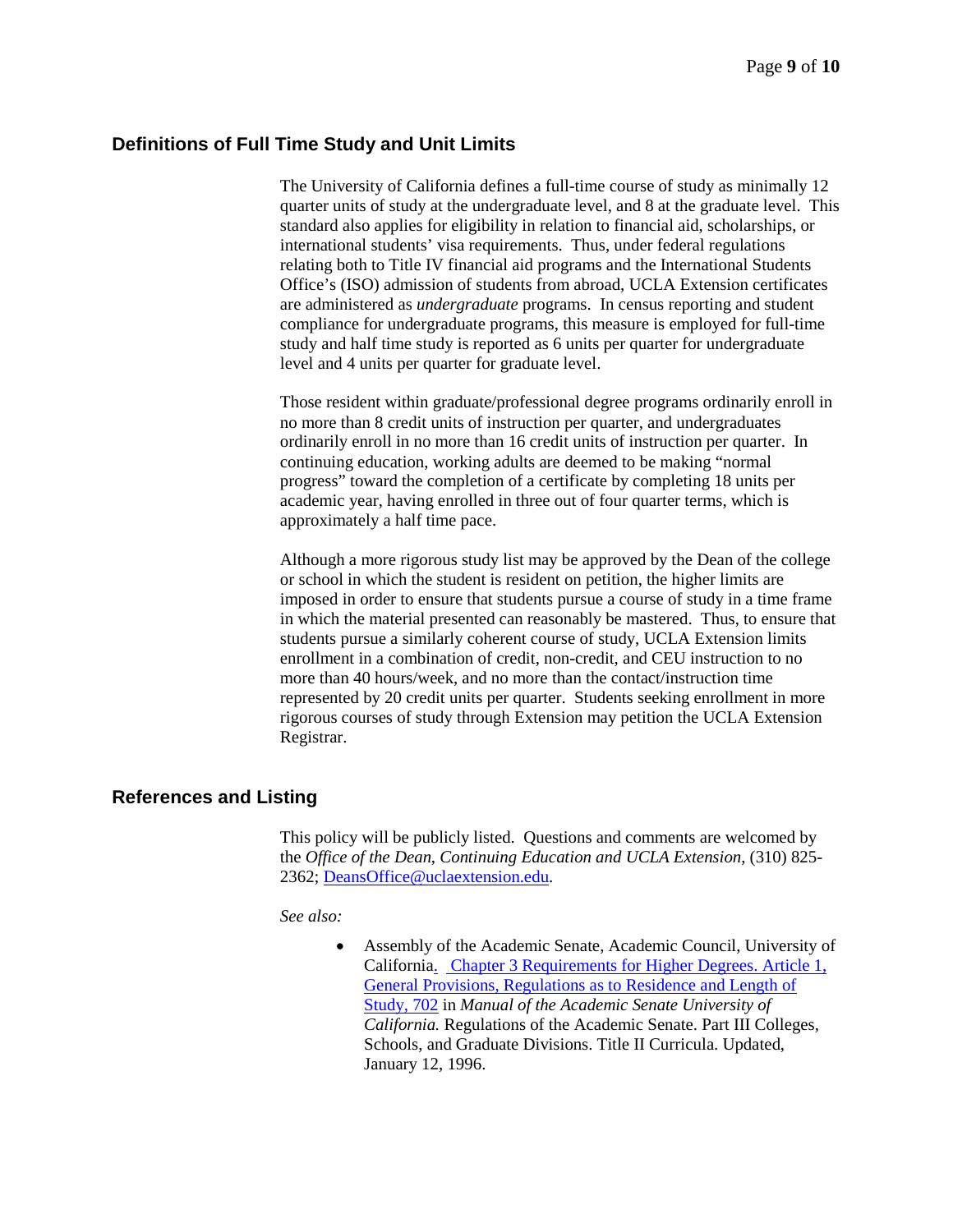## Definitions of Full Time Study and Unit Limits

The University of California defines a full-time course of study as minimally 12 quarter units of study at the undergraduate level, and 8 at the graduate level. This standard also applies for eligibility in relation to financial aid, scholarships, or international students' visa requirements. Thus, under federal regulations relating both to Title IV financial aid programs and the International Students Office's (ISO) admission of students from abroad, UCLA Extension certificates are administered as *undergraduate* programs. In census reporting and student compliance for undergraduate programs, this measure is employed for full-time study and half time study is reported as 6 units per quarter for undergraduate level and 4 units per quarter for graduate level.

Those resident within graduate/professional degree programs ordinarily enroll in no more than 8 credit units of instruction per quarter, and undergraduates ordinarily enroll in no more than 16 credit units of instruction per quarter. In continuing education, working adults are deemed to be making "normal progress" toward the completion of a certificate by completing 18 units per academic year, having enrolled in three out of four quarter terms, which is approximately a half time pace.

Although a more rigorous study list may be approved by the Dean of the college or school in which the student is resident on petition, the higher limits are imposed in order to ensure that students pursue a course of study in a time frame in which the material presented can reasonably be mastered. Thus, to ensure that students pursue a similarly coherent course of study, UCLA Extension limits enrollment in a combination of credit, non-credit, and CEU instruction to no more than 40 hours/week, and no more than the contact/instruction time represented by 20 credit units per quarter. Students seeking enrollment in more rigorous courses of study through Extension may petition the UCLA Extension Registrar.

## References and Listing

This policy will be publicly listed. Questions and comments are welcomed by the *Office of the Dean, Continuing Education and UCLA Extension*, (310) 825-2362; DeansOffice@uclaextension.edu.

*See also:*

- Assembly of the Academic Senate, Academic Council, University of California. Chapter 3 Requirements for Higher Degrees. Article 1, General Provisions, Regulations as to Residence and Length of Study, 702 in *Manual of the Academic Senate University of California.* Regulations of the Academic Senate. Part III Colleges, Schools, and Graduate Divisions. Title II Curricula. Updated, January 12, 1996.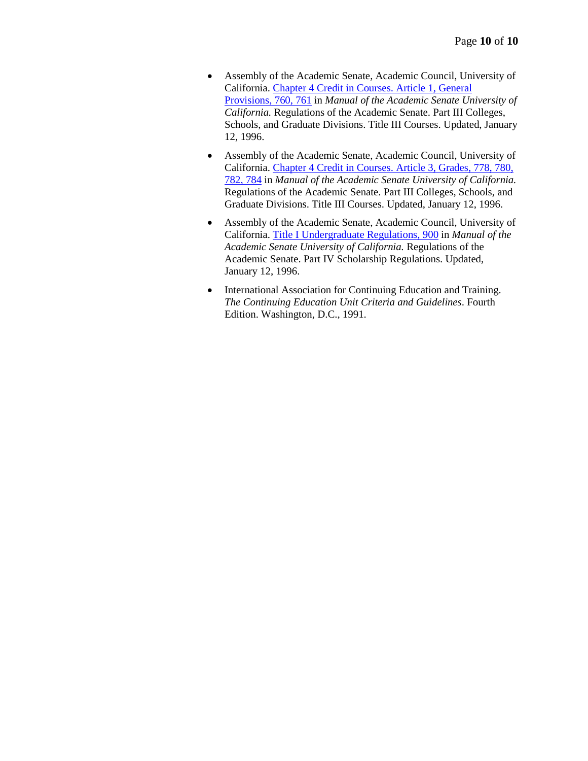- Assembly of the Academic Senate, Academic Council, University of California. Chapter 4 Credit in Courses. Article 1, General Provisions, 760, 761 in *Manual of the Academic Senate University of California.* Regulations of the Academic Senate. Part III Colleges, Schools, and Graduate Divisions. Title III Courses. Updated, January 12, 1996.

- Assembly of the Academic Senate, Academic Council, University of California. Chapter 4 Credit in Courses. Article 3, Grades, 778, 780, 782, 784 in *Manual of the Academic Senate University of California.* Regulations of the Academic Senate. Part III Colleges, Schools, and Graduate Divisions. Title III Courses. Updated, January 12, 1996.

- Assembly of the Academic Senate, Academic Council, University of California. Title I Undergraduate Regulations, 900 in *Manual of the Academic Senate University of California.* Regulations of the Academic Senate. Part IV Scholarship Regulations. Updated, January 12, 1996.

- International Association for Continuing Education and Training. *The Continuing Education Unit Criteria and Guidelines*. Fourth Edition. Washington, D.C., 1991.